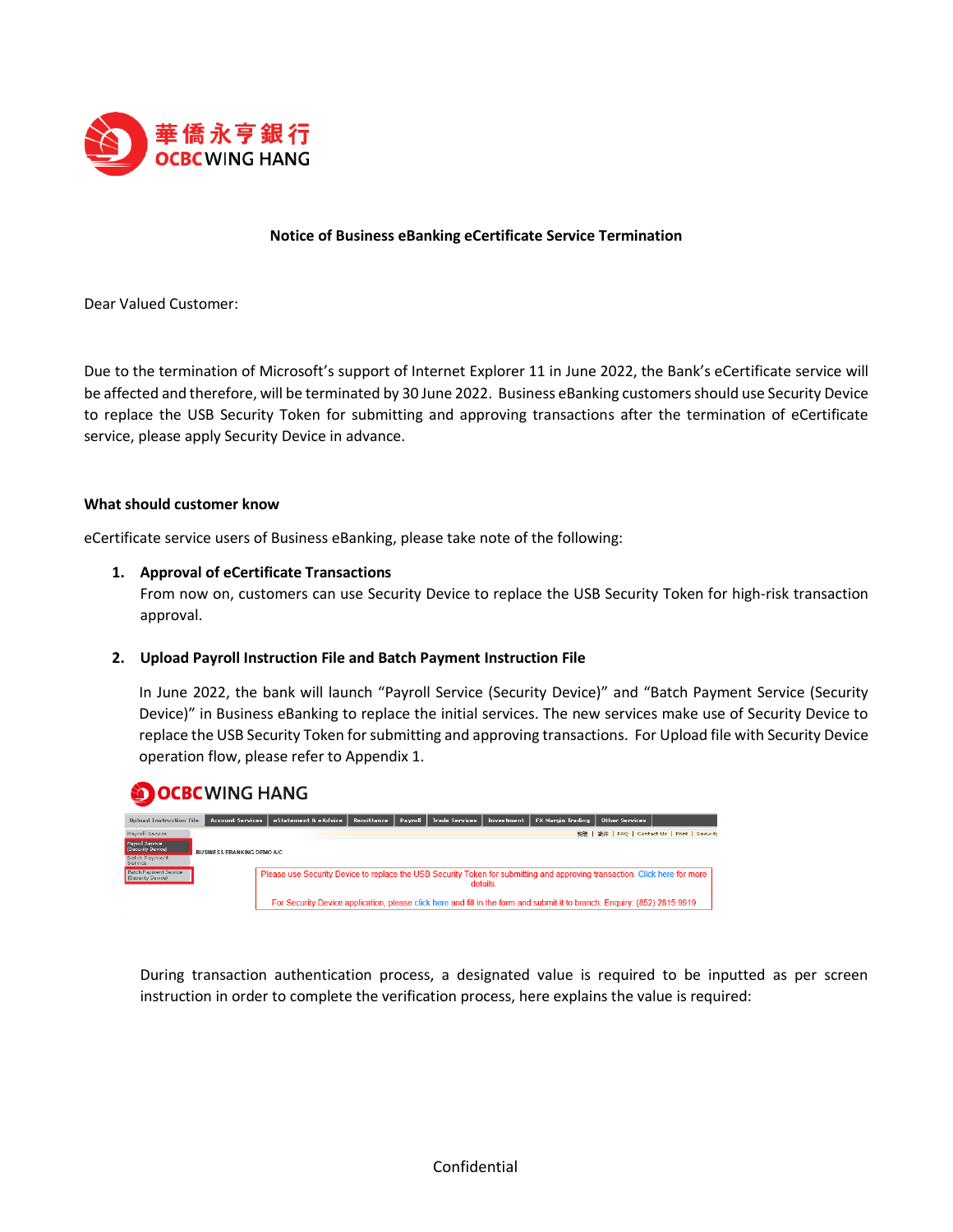# Notice of Business eBanking eCertificate Service Termination

Dear Valued Customer:

Due to the termination of Microsoft's support of Internet Explorer 11 in June 2022, the Bank's eCertificate service will be affected and therefore, will be terminated by 30 June 2022. Business eBanking customers should use Security Device to replace the USB Security Token for submitting and approving transactions after the termination of eCertificate service, please apply Security Device in advance.

**What should customer know**

eCertificate service users of Business eBanking, please take note of the following:

1. **Approval of eCertificate Transactions**
   From now on, customers can use Security Device to replace the USB Security Token for high-risk transaction approval.

2. **Upload Payroll Instruction File and Batch Payment Instruction File**

   In June 2022, the bank will launch "Payroll Service (Security Device)" and "Batch Payment Service (Security Device)" in Business eBanking to replace the initial services. The new services make use of Security Device to replace the USB Security Token for submitting and approving transactions. For Upload file with Security Device operation flow, please refer to Appendix 1.

   During transaction authentication process, a designated value is required to be inputted as per screen instruction in order to complete the verification process, here explains the value is required: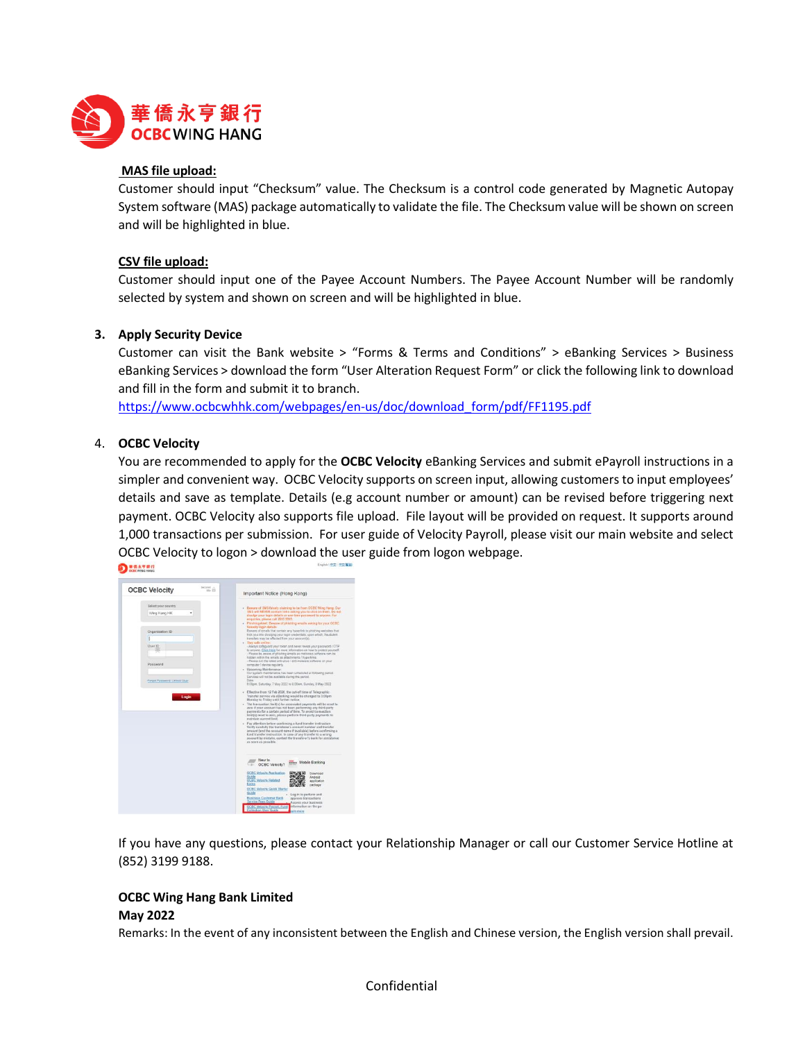**MAS file upload:**

Customer should input “Checksum” value. The Checksum is a control code generated by Magnetic Autopay System software (MAS) package automatically to validate the file. The Checksum value will be shown on screen and will be highlighted in blue.

**CSV file upload:**

Customer should input one of the Payee Account Numbers. The Payee Account Number will be randomly selected by system and shown on screen and will be highlighted in blue.

3. **Apply Security Device**

   Customer can visit the Bank website > “Forms & Terms and Conditions” > eBanking Services > Business eBanking Services > download the form “User Alteration Request Form” or click the following link to download and fill in the form and submit it to branch.
   https://www.ocbcwhhk.com/webpages/en-us/doc/download_form/pdf/FF1195.pdf

4. **OCBC Velocity**

   You are recommended to apply for the **OCBC Velocity** eBanking Services and submit ePayroll instructions in a simpler and convenient way. OCBC Velocity supports on screen input, allowing customers to input employees' details and save as template. Details (e.g account number or amount) can be revised before triggering next payment. OCBC Velocity also supports file upload. File layout will be provided on request. It supports around 1,000 transactions per submission. For user guide of Velocity Payroll, please visit our main website and select OCBC Velocity to logon > download the user guide from logon webpage.

If you have any questions, please contact your Relationship Manager or call our Customer Service Hotline at (852) 3199 9188.

**OCBC Wing Hang Bank Limited**
**May 2022**

Remarks: In the event of any inconsistent between the English and Chinese version, the English version shall prevail.

Confidential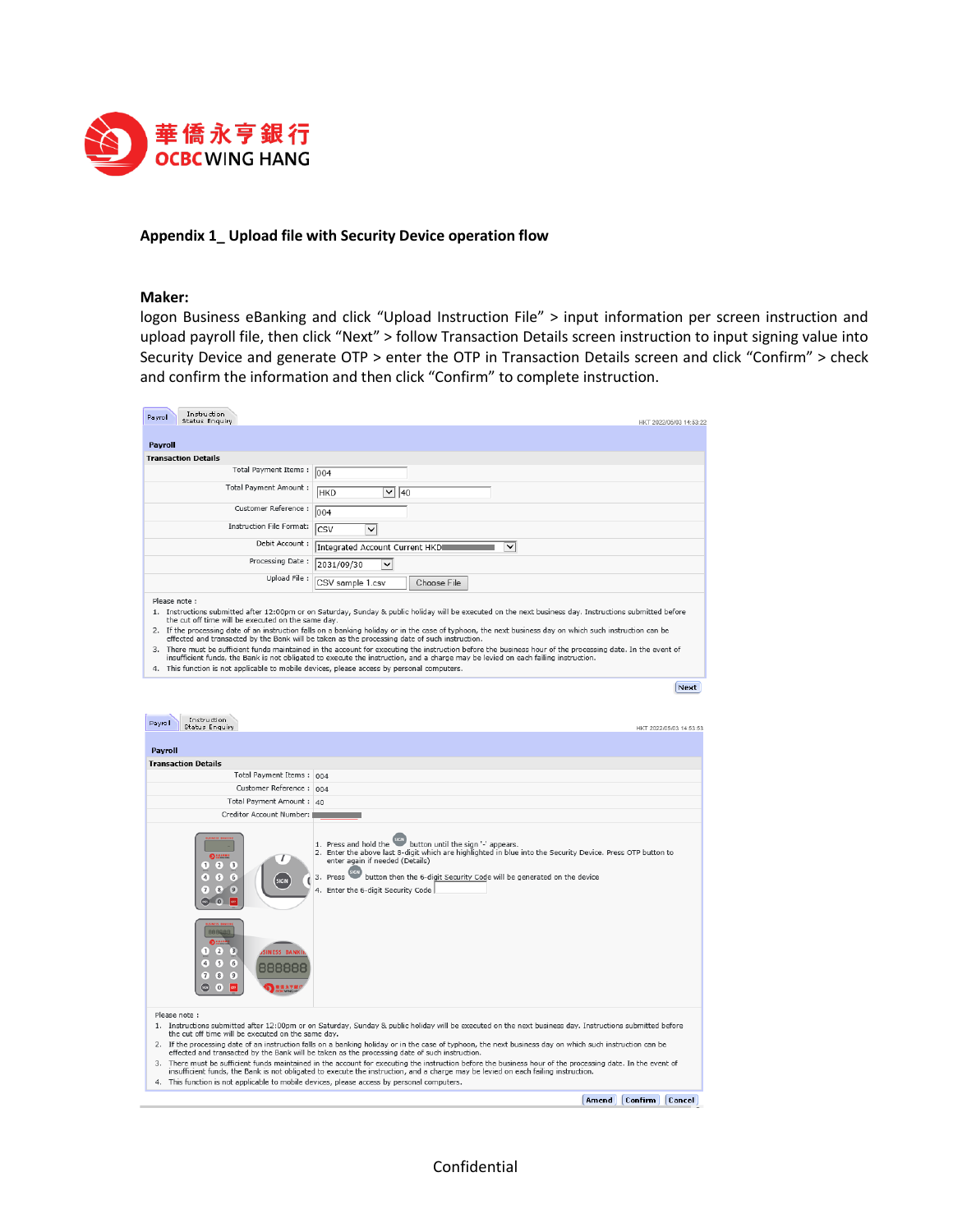## Appendix 1_ Upload file with Security Device operation flow

**Maker:**

logon Business eBanking and click “Upload Instruction File” > input information per screen instruction and upload payroll file, then click “Next” > follow Transaction Details screen instruction to input signing value into Security Device and generate OTP > enter the OTP in Transaction Details screen and click “Confirm” > check and confirm the information and then click “Confirm” to complete instruction.

Payroll | Instruction Status Enquiry

HKT 2022/05/03 14:53:22

**Payroll**

**Transaction Details**

| | |
|---|---|
| Total Payment Items : | 004 |
| Total Payment Amount : | HKD 40 |
| Customer Reference : | 004 |
| Instruction File Format: | CSV |
| Debit Account : | Integrated Account Current HKD |
| Processing Date : | 2031/09/30 |
| Upload File : | CSV sample 1.csv  Choose File |

Please note :

1. Instructions submitted after 12:00pm or on Saturday, Sunday & public holiday will be executed on the next business day. Instructions submitted before the cut off time will be executed on the same day.
2. If the processing date of an instruction falls on a banking holiday or in the case of typhoon, the next business day on which such instruction can be effected and transacted by the Bank will be taken as the processing date of such instruction.
3. There must be sufficient funds maintained in the account for executing the instruction before the business hour of the processing date. In the event of insufficient funds, the Bank is not obligated to execute the instruction, and a charge may be levied on each failing instruction.
4. This function is not applicable to mobile devices, please access by personal computers.

Next

Payroll | Instruction Status Enquiry

HKT 2022/05/03 14:53:53

**Payroll**

**Transaction Details**

| | |
|---|---|
| Total Payment Items : | 004 |
| Customer Reference : | 004 |
| Total Payment Amount : | 40 |
| Creditor Account Number: | |

1. Press and hold the SIGN button until the sign '-' appears.
2. Enter the above last 8-digit which are highlighted in blue into the Security Device. Press OTP button to enter again if needed (Details)
3. Press SIGN button then the 6-digit Security Code will be generated on the device
4. Enter the 6-digit Security Code

Please note :

1. Instructions submitted after 12:00pm or on Saturday, Sunday & public holiday will be executed on the next business day. Instructions submitted before the cut off time will be executed on the same day.
2. If the processing date of an instruction falls on a banking holiday or in the case of typhoon, the next business day on which such instruction can be effected and transacted by the Bank will be taken as the processing date of such instruction.
3. There must be sufficient funds maintained in the account for executing the instruction before the business hour of the processing date. In the event of insufficient funds, the Bank is not obligated to execute the instruction, and a charge may be levied on each failing instruction.
4. This function is not applicable to mobile devices, please access by personal computers.

Amend | Confirm | Cancel

Confidential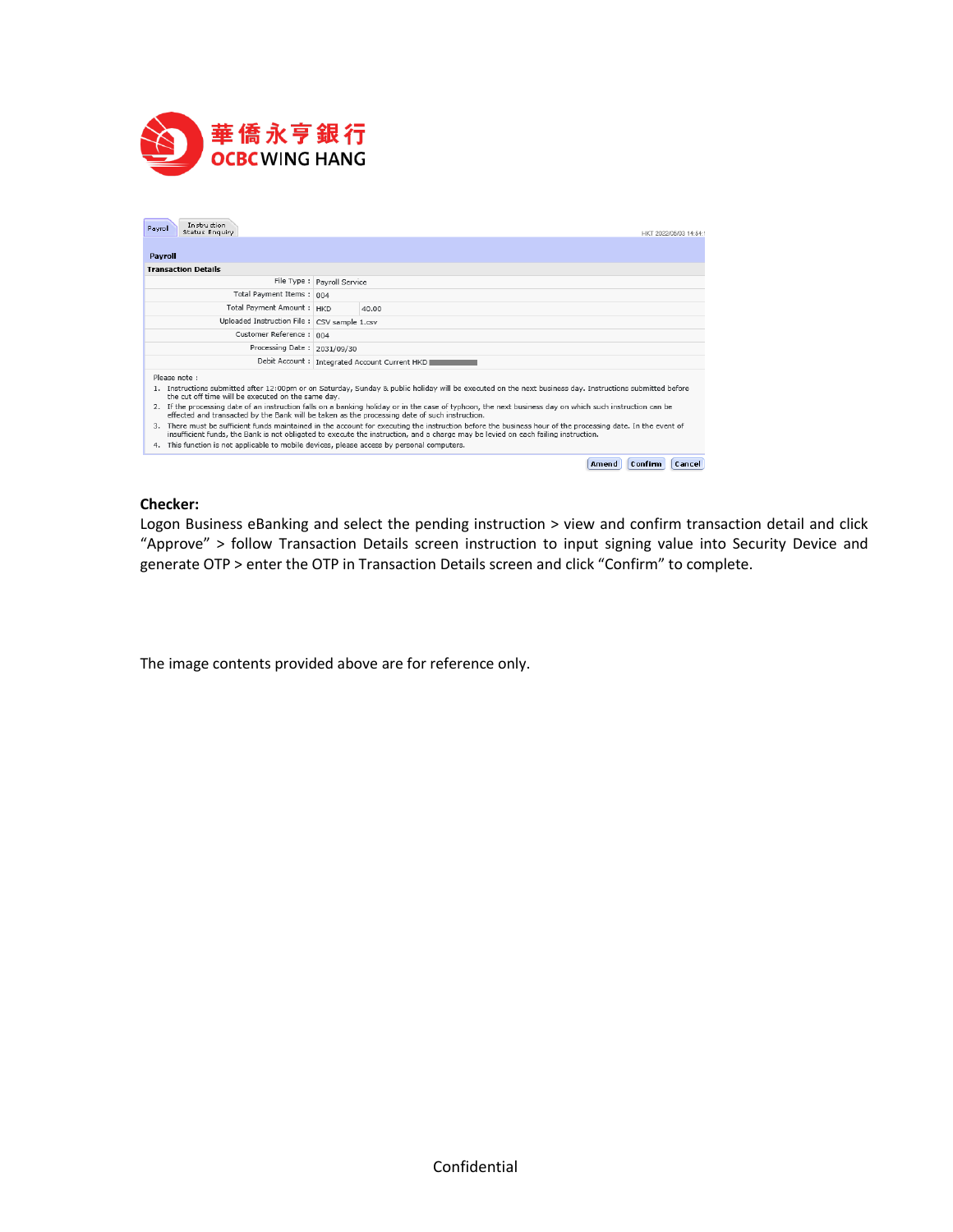華僑永亨銀行 OCBC WING HANG

Payroll | Instruction Status Enquiry

HKT 2022/06/03 14:54

**Payroll**

**Transaction Details**

| | |
|---|---|
| File Type : | Payroll Service |
| Total Payment Items : | 004 |
| Total Payment Amount : | HKD 40.00 |
| Uploaded Instruction File : | CSV sample 1.csv |
| Customer Reference : | 004 |
| Processing Date : | 2031/09/30 |
| Debit Account : | Integrated Account Current HKD |

Please note :

1. Instructions submitted after 12:00pm or on Saturday, Sunday & public holiday will be executed on the next business day. Instructions submitted before the cut off time will be executed on the same day.
2. If the processing date of an instruction falls on a banking holiday or in the case of typhoon, the next business day on which such instruction can be effected and transacted by the Bank will be taken as the processing date of such instruction.
3. There must be sufficient funds maintained in the account for executing the instruction before the business hour of the processing date. In the event of insufficient funds, the Bank is not obligated to execute the instruction, and a charge may be levied on each failing instruction.
4. This function is not applicable to mobile devices, please access by personal computers.

Amend | Confirm | Cancel

**Checker:**

Logon Business eBanking and select the pending instruction > view and confirm transaction detail and click "Approve" > follow Transaction Details screen instruction to input signing value into Security Device and generate OTP > enter the OTP in Transaction Details screen and click "Confirm" to complete.

The image contents provided above are for reference only.

Confidential